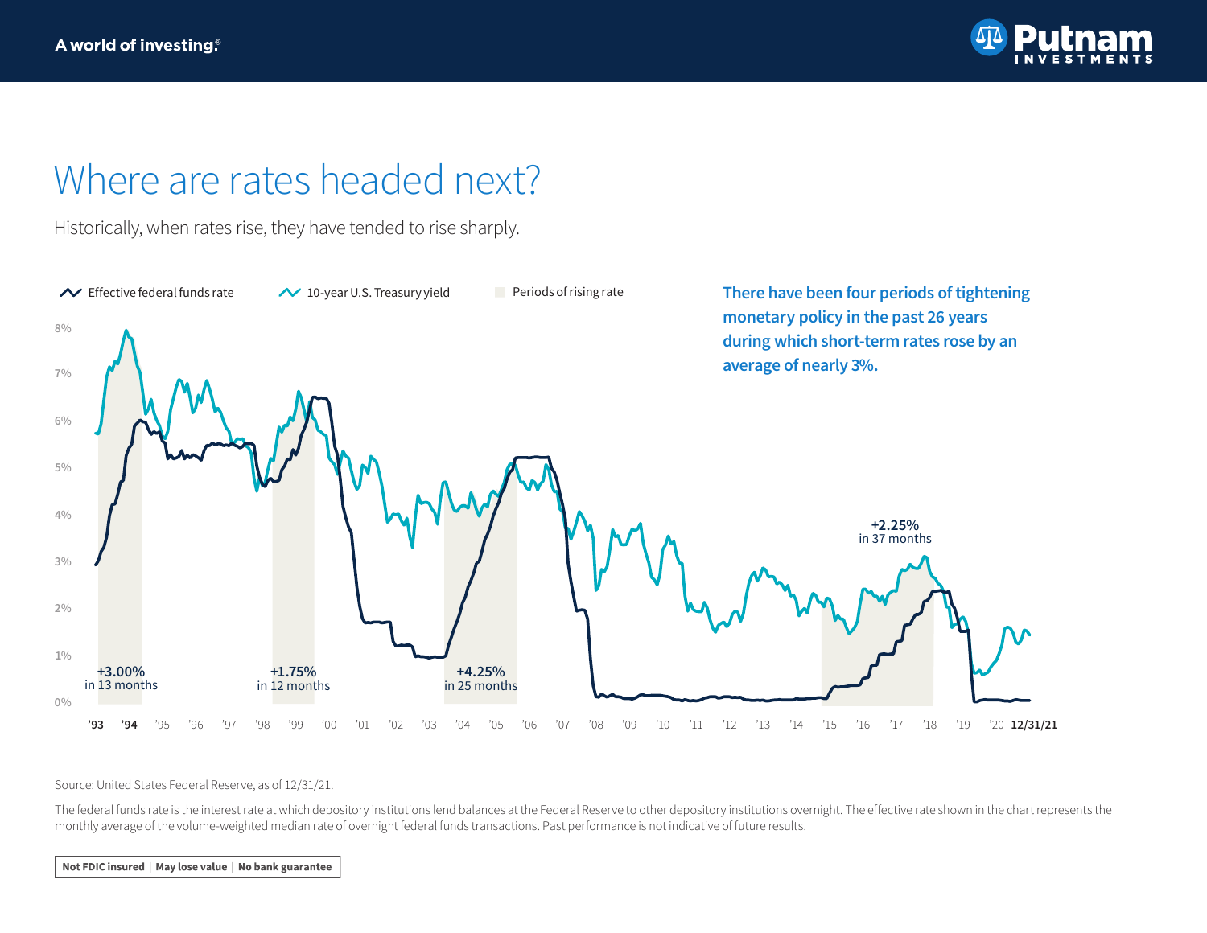A world of investing®

Putnam INVESTMENTS

# Where are rates headed next?

Historically, when rates rise, they have tended to rise sharply.

Effective federal funds rate | 10-year U.S. Treasury yield | Periods of rising rate

**There have been four periods of tightening monetary policy in the past 26 years during which short-term rates rose by an average of nearly 3%.**

**+3.00%** in 13 months

**+1.75%** in 12 months

**+4.25%** in 25 months

**+2.25%** in 37 months

Source: United States Federal Reserve, as of 12/31/21.

The federal funds rate is the interest rate at which depository institutions lend balances at the Federal Reserve to other depository institutions overnight. The effective rate shown in the chart represents the monthly average of the volume-weighted median rate of overnight federal funds transactions. Past performance is not indicative of future results.

**Not FDIC insured | May lose value | No bank guarantee**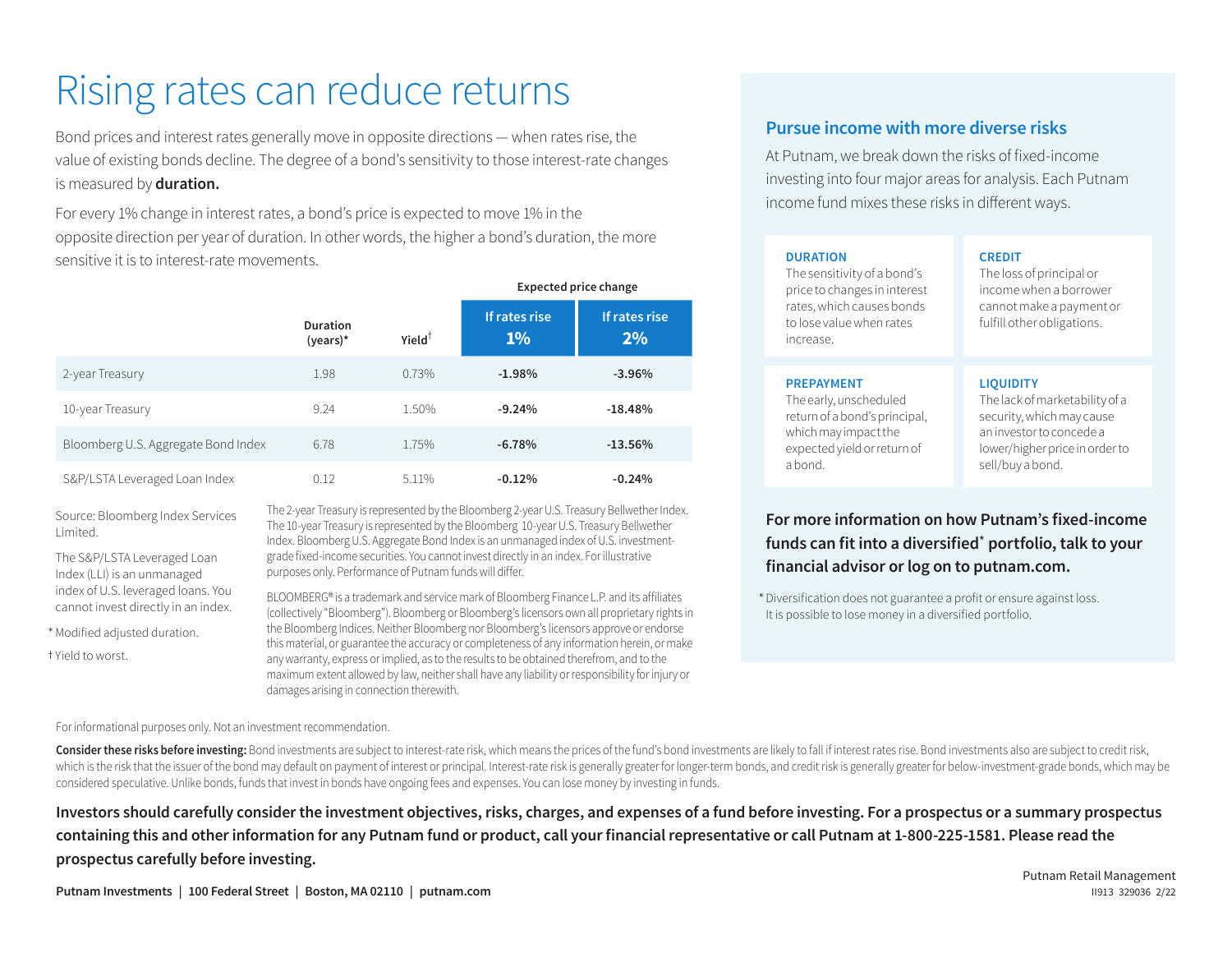# Rising rates can reduce returns

Bond prices and interest rates generally move in opposite directions — when rates rise, the value of existing bonds decline. The degree of a bond's sensitivity to those interest-rate changes is measured by **duration.**

For every 1% change in interest rates, a bond's price is expected to move 1% in the opposite direction per year of duration. In other words, the higher a bond's duration, the more sensitive it is to interest-rate movements.

| | Duration (years)* | Yield† | Expected price change: If rates rise 1% | Expected price change: If rates rise 2% |
|---|---|---|---|---|
| 2-year Treasury | 1.98 | 0.73% | **-1.98%** | **-3.96%** |
| 10-year Treasury | 9.24 | 1.50% | **-9.24%** | **-18.48%** |
| Bloomberg U.S. Aggregate Bond Index | 6.78 | 1.75% | **-6.78%** | **-13.56%** |
| S&P/LSTA Leveraged Loan Index | 0.12 | 5.11% | **-0.12%** | **-0.24%** |

Source: Bloomberg Index Services Limited.

The S&P/LSTA Leveraged Loan Index (LLI) is an unmanaged index of U.S. leveraged loans. You cannot invest directly in an index.

* Modified adjusted duration.

† Yield to worst.

The 2-year Treasury is represented by the Bloomberg 2-year U.S. Treasury Bellwether Index. The 10-year Treasury is represented by the Bloomberg 10-year U.S. Treasury Bellwether Index. Bloomberg U.S. Aggregate Bond Index is an unmanaged index of U.S. investment-grade fixed-income securities. You cannot invest directly in an index. For illustrative purposes only. Performance of Putnam funds will differ.

BLOOMBERG® is a trademark and service mark of Bloomberg Finance L.P. and its affiliates (collectively "Bloomberg"). Bloomberg or Bloomberg's licensors own all proprietary rights in the Bloomberg Indices. Neither Bloomberg nor Bloomberg's licensors approve or endorse this material, or guarantee the accuracy or completeness of any information herein, or make any warranty, express or implied, as to the results to be obtained therefrom, and to the maximum extent allowed by law, neither shall have any liability or responsibility for injury or damages arising in connection therewith.

## Pursue income with more diverse risks

At Putnam, we break down the risks of fixed-income investing into four major areas for analysis. Each Putnam income fund mixes these risks in different ways.

**DURATION**
The sensitivity of a bond's price to changes in interest rates, which causes bonds to lose value when rates increase.

**CREDIT**
The loss of principal or income when a borrower cannot make a payment or fulfill other obligations.

**PREPAYMENT**
The early, unscheduled return of a bond's principal, which may impact the expected yield or return of a bond.

**LIQUIDITY**
The lack of marketability of a security, which may cause an investor to concede a lower/higher price in order to sell/buy a bond.

**For more information on how Putnam's fixed-income funds can fit into a diversified* portfolio, talk to your financial advisor or log on to putnam.com.**

* Diversification does not guarantee a profit or ensure against loss. It is possible to lose money in a diversified portfolio.

For informational purposes only. Not an investment recommendation.

**Consider these risks before investing:** Bond investments are subject to interest-rate risk, which means the prices of the fund's bond investments are likely to fall if interest rates rise. Bond investments also are subject to credit risk, which is the risk that the issuer of the bond may default on payment of interest or principal. Interest-rate risk is generally greater for longer-term bonds, and credit risk is generally greater for below-investment-grade bonds, which may be considered speculative. Unlike bonds, funds that invest in bonds have ongoing fees and expenses. You can lose money by investing in funds.

**Investors should carefully consider the investment objectives, risks, charges, and expenses of a fund before investing. For a prospectus or a summary prospectus containing this and other information for any Putnam fund or product, call your financial representative or call Putnam at 1-800-225-1581. Please read the prospectus carefully before investing.**

**Putnam Investments | 100 Federal Street | Boston, MA 02110 | putnam.com**

Putnam Retail Management
II913 329036 2/22